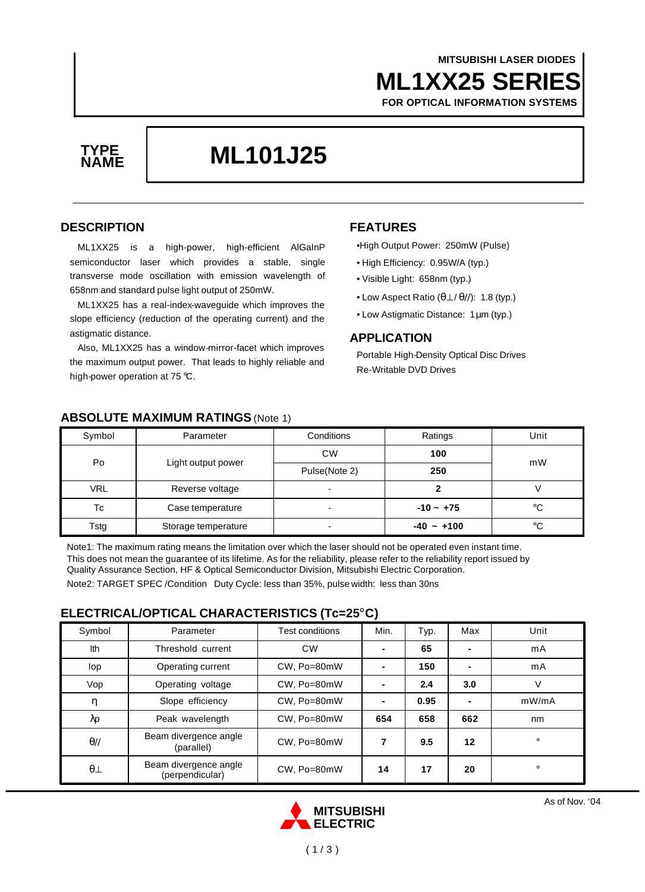MITSUBISHI LASER DIODES

# ML1XX25 SERIES

FOR OPTICAL INFORMATION SYSTEMS

**TYPE NAME**

# ML101J25

## DESCRIPTION

ML1XX25 is a high-power, high-efficient AlGaInP semiconductor laser which provides a stable, single transverse mode oscillation with emission wavelength of 658nm and standard pulse light output of 250mW.

ML1XX25 has a real-index-waveguide which improves the slope efficiency (reduction of the operating current) and the astigmatic distance.

Also, ML1XX25 has a window-mirror-facet which improves the maximum output power. That leads to highly reliable and high-power operation at 75 °C.

## FEATURES

- High Output Power: 250mW (Pulse)
- High Efficiency: 0.95W/A (typ.)
- Visible Light: 658nm (typ.)
- Low Aspect Ratio ($\theta\perp / \theta//$): 1.8 (typ.)
- Low Astigmatic Distance: 1 µm (typ.)

## APPLICATION

Portable High-Density Optical Disc Drives
Re-Writable DVD Drives

## ABSOLUTE MAXIMUM RATINGS (Note 1)

| Symbol | Parameter | Conditions | Ratings | Unit |
|---|---|---|---|---|
| Po | Light output power | CW | **100** | mW |
| | | Pulse(Note 2) | **250** | |
| VRL | Reverse voltage | - | **2** | V |
| Tc | Case temperature | - | **-10 ~ +75** | °C |
| Tstg | Storage temperature | - | **-40 ~ +100** | °C |

Note1: The maximum rating means the limitation over which the laser should not be operated even instant time. This does not mean the guarantee of its lifetime. As for the reliability, please refer to the reliability report issued by Quality Assurance Section, HF & Optical Semiconductor Division, Mitsubishi Electric Corporation.

Note2: TARGET SPEC /Condition Duty Cycle: less than 35%, pulse width: less than 30ns

## ELECTRICAL/OPTICAL CHARACTERISTICS (Tc=25°C)

| Symbol | Parameter | Test conditions | Min. | Typ. | Max | Unit |
|---|---|---|---|---|---|---|
| Ith | Threshold current | CW | - | **65** | - | mA |
| Iop | Operating current | CW, Po=80mW | - | **150** | - | mA |
| Vop | Operating voltage | CW, Po=80mW | - | **2.4** | **3.0** | V |
| η | Slope efficiency | CW, Po=80mW | - | **0.95** | - | mW/mA |
| λp | Peak wavelength | CW, Po=80mW | **654** | **658** | **662** | nm |
| θ// | Beam divergence angle (parallel) | CW, Po=80mW | **7** | **9.5** | **12** | ° |
| θ⊥ | Beam divergence angle (perpendicular) | CW, Po=80mW | **14** | **17** | **20** | ° |

As of Nov. '04

MITSUBISHI ELECTRIC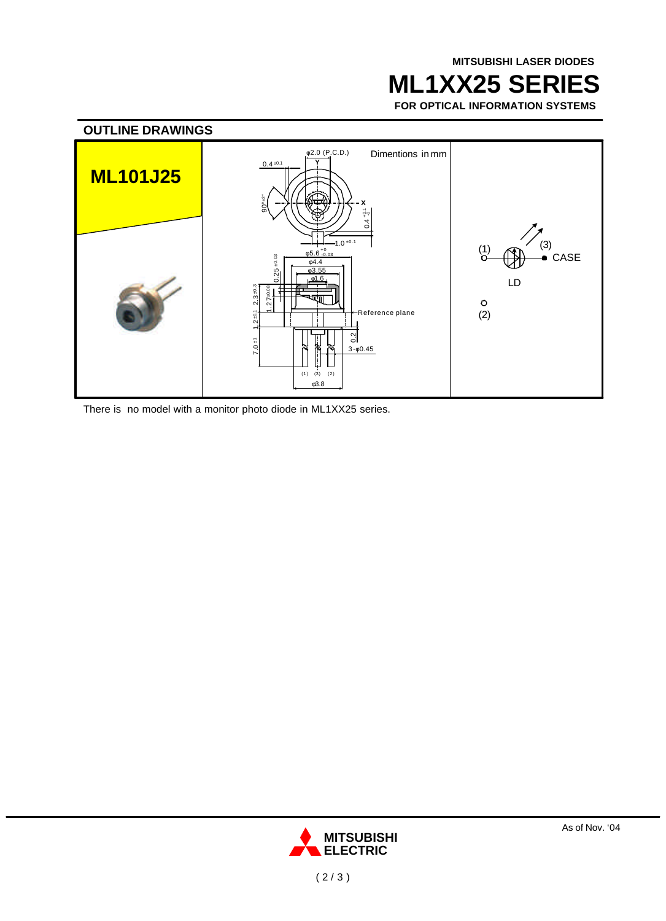## OUTLINE DRAWINGS

**ML101J25**

Dimentions in mm

φ2.0 (P.C.D.)

$0.4^{\pm0.1}$

$90°^{\pm2°}$

$0.4^{+0.1}_{-0}$

$1.0^{\pm0.1}$

$φ5.6^{+0}_{-0.03}$

φ4.4

φ3.55

φ1.6

$0.25^{\pm0.03}$

$2.3^{\pm0.3}$

$1.27^{\pm0.08}$

$1.2^{\pm0.1}$

$7.0^{\pm1}$

Reference plane

0.2

3-φ0.45

(1) (3) (2)

φ3.8

(1) (3) CASE

LD

(2)

There is no model with a monitor photo diode in ML1XX25 series.

As of Nov. '04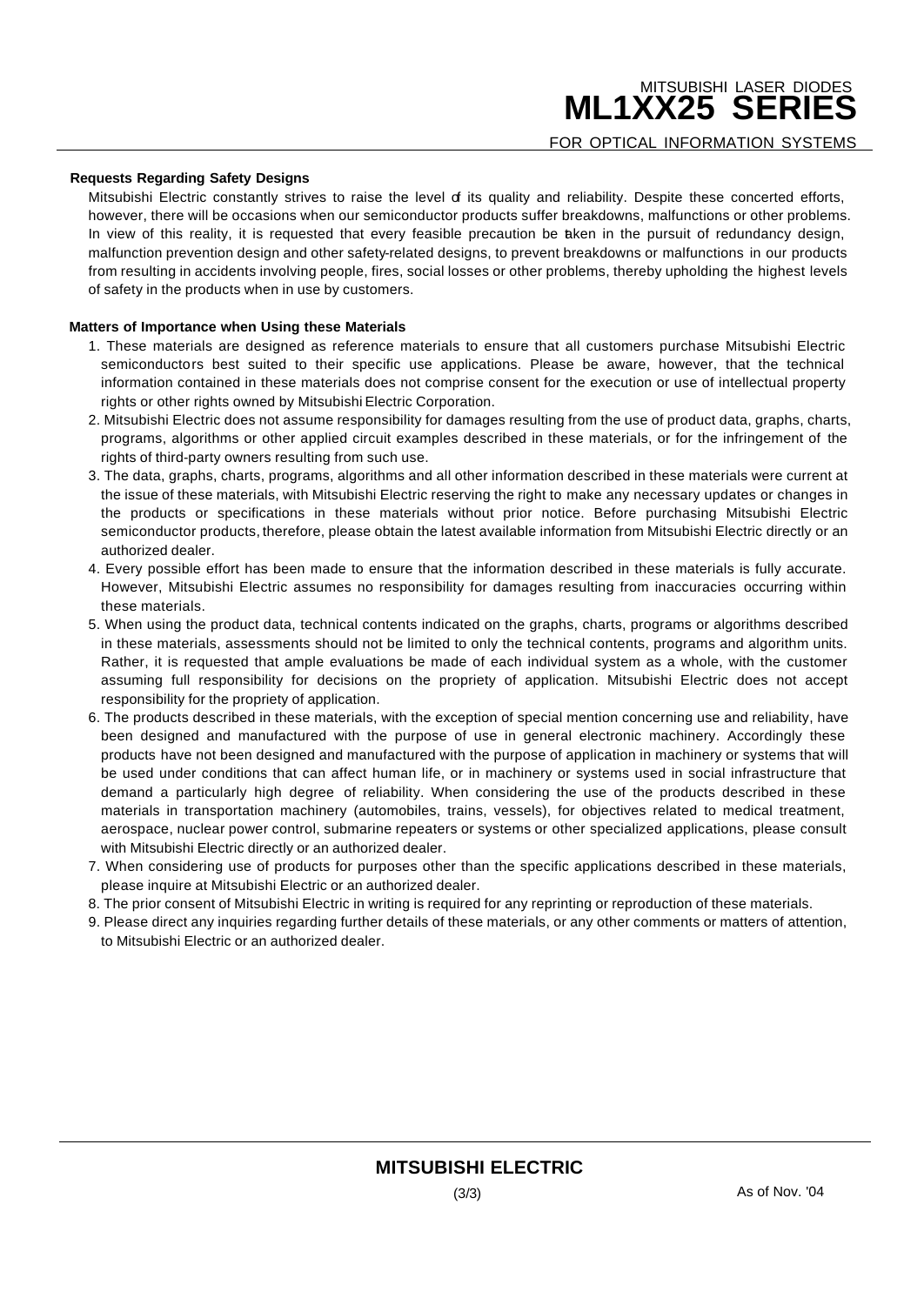**Requests Regarding Safety Designs**

Mitsubishi Electric constantly strives to raise the level of its quality and reliability. Despite these concerted efforts, however, there will be occasions when our semiconductor products suffer breakdowns, malfunctions or other problems. In view of this reality, it is requested that every feasible precaution be taken in the pursuit of redundancy design, malfunction prevention design and other safety-related designs, to prevent breakdowns or malfunctions in our products from resulting in accidents involving people, fires, social losses or other problems, thereby upholding the highest levels of safety in the products when in use by customers.

**Matters of Importance when Using these Materials**

1. These materials are designed as reference materials to ensure that all customers purchase Mitsubishi Electric semiconductors best suited to their specific use applications. Please be aware, however, that the technical information contained in these materials does not comprise consent for the execution or use of intellectual property rights or other rights owned by Mitsubishi Electric Corporation.
2. Mitsubishi Electric does not assume responsibility for damages resulting from the use of product data, graphs, charts, programs, algorithms or other applied circuit examples described in these materials, or for the infringement of the rights of third-party owners resulting from such use.
3. The data, graphs, charts, programs, algorithms and all other information described in these materials were current at the issue of these materials, with Mitsubishi Electric reserving the right to make any necessary updates or changes in the products or specifications in these materials without prior notice. Before purchasing Mitsubishi Electric semiconductor products, therefore, please obtain the latest available information from Mitsubishi Electric directly or an authorized dealer.
4. Every possible effort has been made to ensure that the information described in these materials is fully accurate. However, Mitsubishi Electric assumes no responsibility for damages resulting from inaccuracies occurring within these materials.
5. When using the product data, technical contents indicated on the graphs, charts, programs or algorithms described in these materials, assessments should not be limited to only the technical contents, programs and algorithm units. Rather, it is requested that ample evaluations be made of each individual system as a whole, with the customer assuming full responsibility for decisions on the propriety of application. Mitsubishi Electric does not accept responsibility for the propriety of application.
6. The products described in these materials, with the exception of special mention concerning use and reliability, have been designed and manufactured with the purpose of use in general electronic machinery. Accordingly these products have not been designed and manufactured with the purpose of application in machinery or systems that will be used under conditions that can affect human life, or in machinery or systems used in social infrastructure that demand a particularly high degree of reliability. When considering the use of the products described in these materials in transportation machinery (automobiles, trains, vessels), for objectives related to medical treatment, aerospace, nuclear power control, submarine repeaters or systems or other specialized applications, please consult with Mitsubishi Electric directly or an authorized dealer.
7. When considering use of products for purposes other than the specific applications described in these materials, please inquire at Mitsubishi Electric or an authorized dealer.
8. The prior consent of Mitsubishi Electric in writing is required for any reprinting or reproduction of these materials.
9. Please direct any inquiries regarding further details of these materials, or any other comments or matters of attention, to Mitsubishi Electric or an authorized dealer.

As of Nov. '04